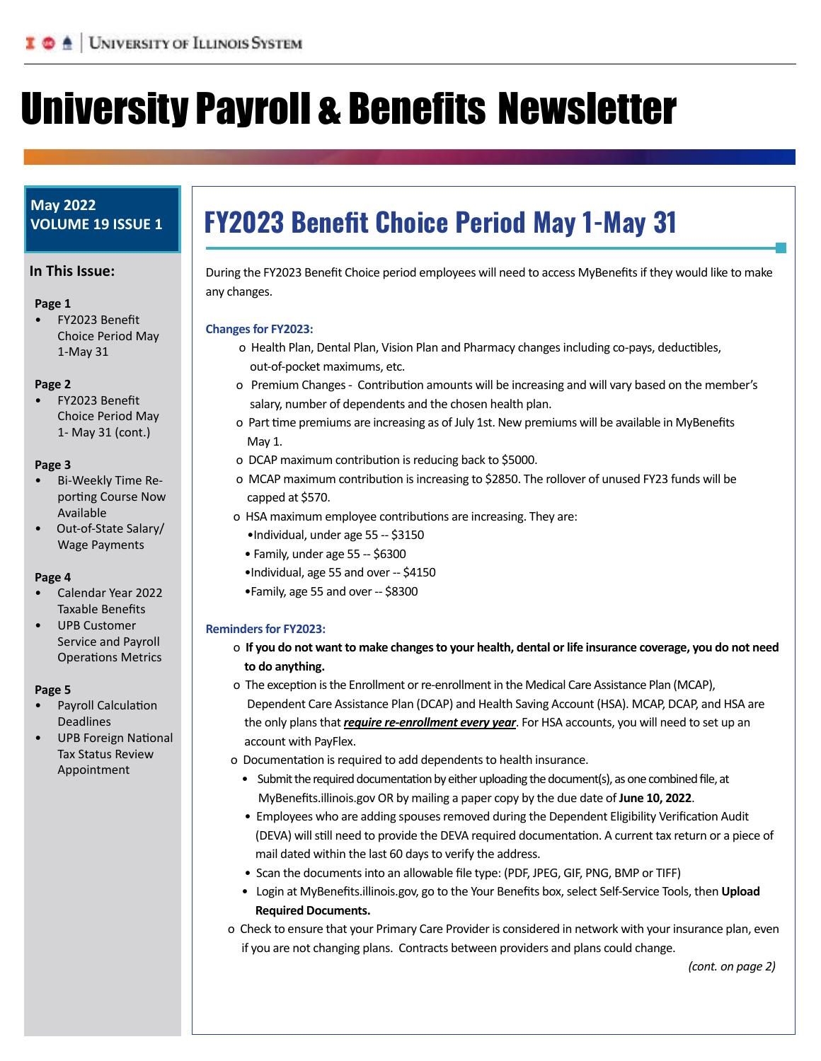# University Payroll & Benefits Newsletter

**May 2022**
**VOLUME 19 ISSUE 1**

**In This Issue:**

**Page 1**
- FY2023 Benefit Choice Period May 1-May 31

**Page 2**
- FY2023 Benefit Choice Period May 1- May 31 (cont.)

**Page 3**
- Bi-Weekly Time Reporting Course Now Available
- Out-of-State Salary/ Wage Payments

**Page 4**
- Calendar Year 2022 Taxable Benefits
- UPB Customer Service and Payroll Operations Metrics

**Page 5**
- Payroll Calculation Deadlines
- UPB Foreign National Tax Status Review Appointment

## FY2023 Benefit Choice Period May 1-May 31

During the FY2023 Benefit Choice period employees will need to access MyBenefits if they would like to make any changes.

### Changes for FY2023:

- Health Plan, Dental Plan, Vision Plan and Pharmacy changes including co-pays, deductibles, out-of-pocket maximums, etc.
- Premium Changes - Contribution amounts will be increasing and will vary based on the member's salary, number of dependents and the chosen health plan.
- Part time premiums are increasing as of July 1st. New premiums will be available in MyBenefits May 1.
- DCAP maximum contribution is reducing back to $5000.
- MCAP maximum contribution is increasing to $2850. The rollover of unused FY23 funds will be capped at $570.
- HSA maximum employee contributions are increasing. They are:
  - Individual, under age 55 -- $3150
  - Family, under age 55 -- $6300
  - Individual, age 55 and over -- $4150
  - Family, age 55 and over -- $8300

### Reminders for FY2023:

- **If you do not want to make changes to your health, dental or life insurance coverage, you do not need to do anything.**
- The exception is the Enrollment or re-enrollment in the Medical Care Assistance Plan (MCAP), Dependent Care Assistance Plan (DCAP) and Health Saving Account (HSA). MCAP, DCAP, and HSA are the only plans that ***require re-enrollment every year***. For HSA accounts, you will need to set up an account with PayFlex.
- Documentation is required to add dependents to health insurance.
  - Submit the required documentation by either uploading the document(s), as one combined file, at MyBenefits.illinois.gov OR by mailing a paper copy by the due date of **June 10, 2022**.
  - Employees who are adding spouses removed during the Dependent Eligibility Verification Audit (DEVA) will still need to provide the DEVA required documentation. A current tax return or a piece of mail dated within the last 60 days to verify the address.
  - Scan the documents into an allowable file type: (PDF, JPEG, GIF, PNG, BMP or TIFF)
  - Login at MyBenefits.illinois.gov, go to the Your Benefits box, select Self-Service Tools, then **Upload Required Documents.**
- Check to ensure that your Primary Care Provider is considered in network with your insurance plan, even if you are not changing plans. Contracts between providers and plans could change.

*(cont. on page 2)*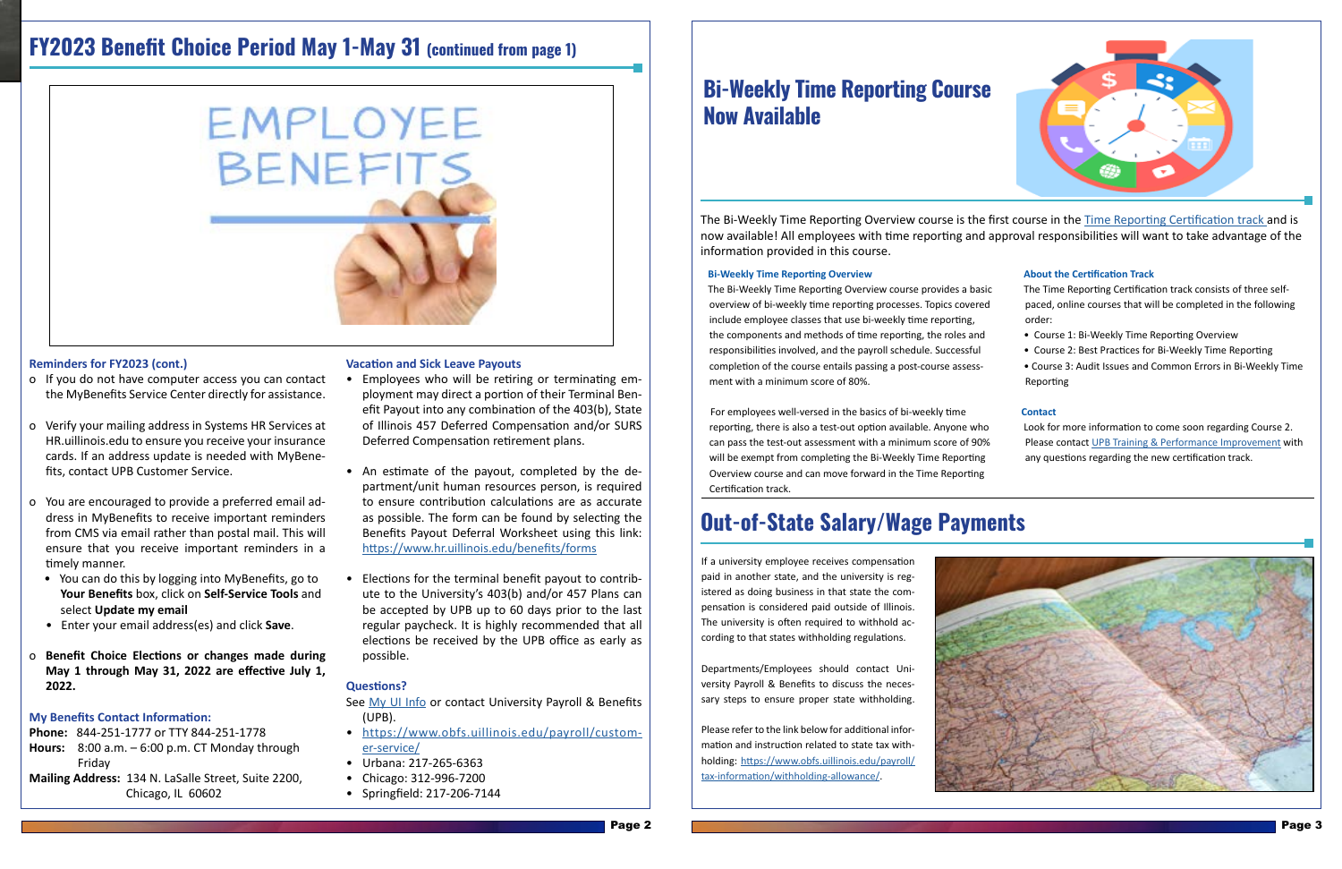# FY2023 Benefit Choice Period May 1-May 31 (continued from page 1)

### Reminders for FY2023 (cont.)

- If you do not have computer access you can contact the MyBenefits Service Center directly for assistance.
- Verify your mailing address in Systems HR Services at HR.uillinois.edu to ensure you receive your insurance cards. If an address update is needed with MyBenefits, contact UPB Customer Service.
- You are encouraged to provide a preferred email address in MyBenefits to receive important reminders from CMS via email rather than postal mail. This will ensure that you receive important reminders in a timely manner.
  - You can do this by logging into MyBenefits, go to **Your Benefits** box, click on **Self-Service Tools** and select **Update my email**
  - Enter your email address(es) and click **Save**.
- **Benefit Choice Elections or changes made during May 1 through May 31, 2022 are effective July 1, 2022.**

### My Benefits Contact Information:

**Phone:** 844-251-1777 or TTY 844-251-1778
**Hours:** 8:00 a.m. – 6:00 p.m. CT Monday through Friday
**Mailing Address:** 134 N. LaSalle Street, Suite 2200, Chicago, IL 60602

### Vacation and Sick Leave Payouts

- Employees who will be retiring or terminating employment may direct a portion of their Terminal Benefit Payout into any combination of the 403(b), State of Illinois 457 Deferred Compensation and/or SURS Deferred Compensation retirement plans.
- An estimate of the payout, completed by the department/unit human resources person, is required to ensure contribution calculations are as accurate as possible. The form can be found by selecting the Benefits Payout Deferral Worksheet using this link: https://www.hr.uillinois.edu/benefits/forms
- Elections for the terminal benefit payout to contribute to the University's 403(b) and/or 457 Plans can be accepted by UPB up to 60 days prior to the last regular paycheck. It is highly recommended that all elections be received by the UPB office as early as possible.

### Questions?

See My UI Info or contact University Payroll & Benefits (UPB).

- https://www.obfs.uillinois.edu/payroll/customer-service/
- Urbana: 217-265-6363
- Chicago: 312-996-7200
- Springfield: 217-206-7144

# Bi-Weekly Time Reporting Course Now Available

The Bi-Weekly Time Reporting Overview course is the first course in the Time Reporting Certification track and is now available! All employees with time reporting and approval responsibilities will want to take advantage of the information provided in this course.

### Bi-Weekly Time Reporting Overview

The Bi-Weekly Time Reporting Overview course provides a basic overview of bi-weekly time reporting processes. Topics covered include employee classes that use bi-weekly time reporting, the components and methods of time reporting, the roles and responsibilities involved, and the payroll schedule. Successful completion of the course entails passing a post-course assessment with a minimum score of 80%.

For employees well-versed in the basics of bi-weekly time reporting, there is also a test-out option available. Anyone who can pass the test-out assessment with a minimum score of 90% will be exempt from completing the Bi-Weekly Time Reporting Overview course and can move forward in the Time Reporting Certification track.

### About the Certification Track

The Time Reporting Certification track consists of three self-paced, online courses that will be completed in the following order:

- Course 1: Bi-Weekly Time Reporting Overview
- Course 2: Best Practices for Bi-Weekly Time Reporting
- Course 3: Audit Issues and Common Errors in Bi-Weekly Time Reporting

### Contact

Look for more information to come soon regarding Course 2. Please contact UPB Training & Performance Improvement with any questions regarding the new certification track.

# Out-of-State Salary/Wage Payments

If a university employee receives compensation paid in another state, and the university is registered as doing business in that state the compensation is considered paid outside of Illinois. The university is often required to withhold according to that states withholding regulations.

Departments/Employees should contact University Payroll & Benefits to discuss the necessary steps to ensure proper state withholding.

Please refer to the link below for additional information and instruction related to state tax withholding: https://www.obfs.uillinois.edu/payroll/tax-information/withholding-allowance/.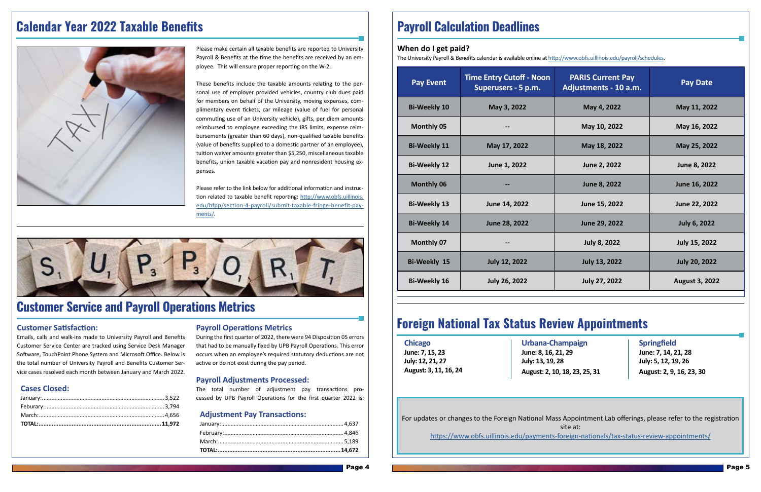# Calendar Year 2022 Taxable Benefits

Please make certain all taxable benefits are reported to University Payroll & Benefits at the time the benefits are received by an employee. This will ensure proper reporting on the W-2.

These benefits include the taxable amounts relating to the personal use of employer provided vehicles, country club dues paid for members on behalf of the University, moving expenses, complimentary event tickets, car mileage (value of fuel for personal commuting use of an University vehicle), gifts, per diem amounts reimbursed to employee exceeding the IRS limits, expense reimbursements (greater than 60 days), non-qualified taxable benefits (value of benefits supplied to a domestic partner of an employee), tuition waiver amounts greater than $5,250, miscellaneous taxable benefits, union taxable vacation pay and nonresident housing expenses.

Please refer to the link below for additional information and instruction related to taxable benefit reporting: http://www.obfs.uillinois.edu/bfpp/section-4-payroll/submit-taxable-fringe-benefit-payments/.

# Customer Service and Payroll Operations Metrics

### Customer Satisfaction:

Emails, calls and walk-ins made to University Payroll and Benefits Customer Service Center are tracked using Service Desk Manager Software, TouchPoint Phone System and Microsoft Office. Below is the total number of University Payroll and Benefits Customer Service cases resolved each month between January and March 2022.

### Cases Closed:

| | |
|---|---|
| January: | 3,522 |
| Feburary: | 3,794 |
| March: | 4,656 |
| **TOTAL:** | **11,972** |

### Payroll Operations Metrics

During the first quarter of 2022, there were 94 Disposition 05 errors that had to be manually fixed by UPB Payroll Operations. This error occurs when an employee's required statutory deductions are not active or do not exist during the pay period.

### Payroll Adjustments Processed:

The total number of adjustment pay transactions processed by UPB Payroll Operations for the first quarter 2022 is:

### Adjustment Pay Transactions:

| | |
|---|---|
| January: | 4,637 |
| February: | 4,846 |
| March: | 5,189 |
| **TOTAL:** | **14,672** |

# Payroll Calculation Deadlines

### When do I get paid?

The University Payroll & Benefits calendar is available online at http://www.obfs.uillinois.edu/payroll/schedules.

| Pay Event | Time Entry Cutoff - Noon Superusers - 5 p.m. | PARIS Current Pay Adjustments - 10 a.m. | Pay Date |
|---|---|---|---|
| Bi-Weekly 10 | May 3, 2022 | May 4, 2022 | May 11, 2022 |
| Monthly 05 | -- | May 10, 2022 | May 16, 2022 |
| Bi-Weekly 11 | May 17, 2022 | May 18, 2022 | May 25, 2022 |
| Bi-Weekly 12 | June 1, 2022 | June 2, 2022 | June 8, 2022 |
| Monthly 06 | -- | June 8, 2022 | June 16, 2022 |
| Bi-Weekly 13 | June 14, 2022 | June 15, 2022 | June 22, 2022 |
| Bi-Weekly 14 | June 28, 2022 | June 29, 2022 | July 6, 2022 |
| Monthly 07 | -- | July 8, 2022 | July 15, 2022 |
| Bi-Weekly 15 | July 12, 2022 | July 13, 2022 | July 20, 2022 |
| Bi-Weekly 16 | July 26, 2022 | July 27, 2022 | August 3, 2022 |

# Foreign National Tax Status Review Appointments

**Chicago**
**June: 7, 15, 23**
**July: 12, 21, 27**
**August: 3, 11, 16, 24**

**Urbana-Champaign**
**June: 8, 16, 21, 29**
**July: 13, 19, 28**
**August: 2, 10, 18, 23, 25, 31**

**Springfield**
**June: 7, 14, 21, 28**
**July: 5, 12, 19, 26**
**August: 2, 9, 16, 23, 30**

For updates or changes to the Foreign National Mass Appointment Lab offerings, please refer to the registration site at:
https://www.obfs.uillinois.edu/payments-foreign-nationals/tax-status-review-appointments/